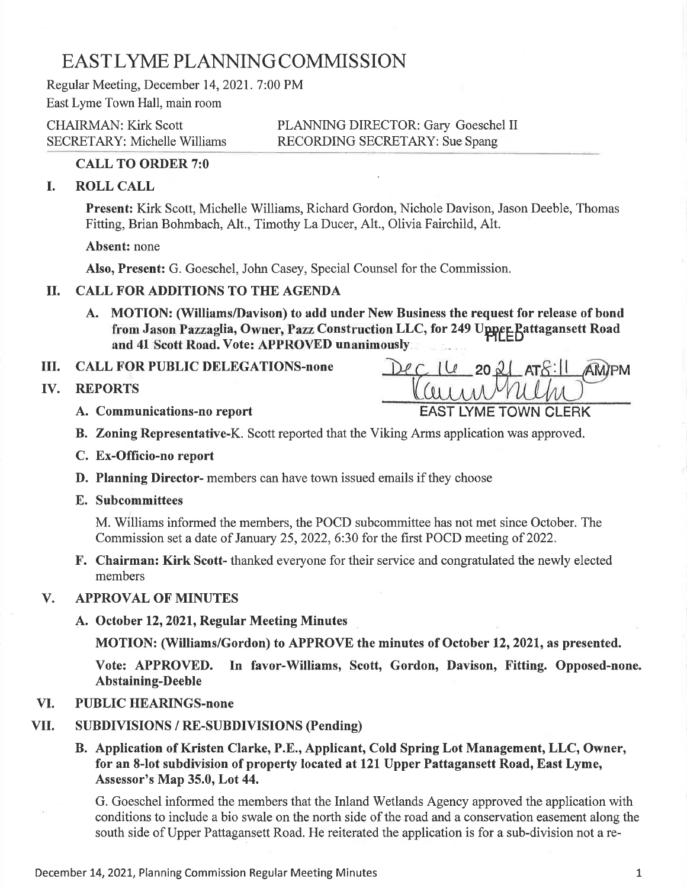# EASTLYME PLANNINGCOMMISSION

Regular Meeting, December 14, 2021. 7:00 PM

East Lyme Town Hall, main room

CHAIRMAN: Kirk Scott — PLANNING DIRECTOR: Gary Goeschel II

SECRETARY: Michelle Williams — RECORDING SECRETARY: Sue Spang

**CALL TO ORDER 7:0**

## I. ROLL CALL

**Present:** Kirk Scott, Michelle Williams, Richard Gordon, Nichole Davison, Jason Deeble, Thomas Fitting, Brian Bohmbach, Alt., Timothy La Ducer, Alt., Olivia Fairchild, Alt.

**Absent:** none

**Also, Present:** G. Goeschel, John Casey, Special Counsel for the Commission.

## II. CALL FOR ADDITIONS TO THE AGENDA

**A. MOTION: (Williams/Davison) to add under New Business the request for release of bond from Jason Pazzaglia, Owner, Pazz Construction LLC, for 249 Upper Pattagansett Road and 41 Scott Road. Vote: APPROVED unanimously**

FILED Dec 16 2021 AT 8:11 AM/PM EAST LYME TOWN CLERK

## III. CALL FOR PUBLIC DELEGATIONS-none

## IV. REPORTS

**A. Communications-no report**

**B. Zoning Representative-**K. Scott reported that the Viking Arms application was approved.

**C. Ex-Officio-no report**

**D. Planning Director-** members can have town issued emails if they choose

**E. Subcommittees**

M. Williams informed the members, the POCD subcommittee has not met since October. The Commission set a date of January 25, 2022, 6:30 for the first POCD meeting of 2022.

**F. Chairman: Kirk Scott-** thanked everyone for their service and congratulated the newly elected members

## V. APPROVAL OF MINUTES

**A. October 12, 2021, Regular Meeting Minutes**

**MOTION: (Williams/Gordon) to APPROVE the minutes of October 12, 2021, as presented.**

**Vote: APPROVED. In favor-Williams, Scott, Gordon, Davison, Fitting. Opposed-none. Abstaining-Deeble**

## VI. PUBLIC HEARINGS-none

## VII. SUBDIVISIONS / RE-SUBDIVISIONS (Pending)

**B. Application of Kristen Clarke, P.E., Applicant, Cold Spring Lot Management, LLC, Owner, for an 8-lot subdivision of property located at 121 Upper Pattagansett Road, East Lyme, Assessor's Map 35.0, Lot 44.**

G. Goeschel informed the members that the Inland Wetlands Agency approved the application with conditions to include a bio swale on the north side of the road and a conservation easement along the south side of Upper Pattagansett Road. He reiterated the application is for a sub-division not a re-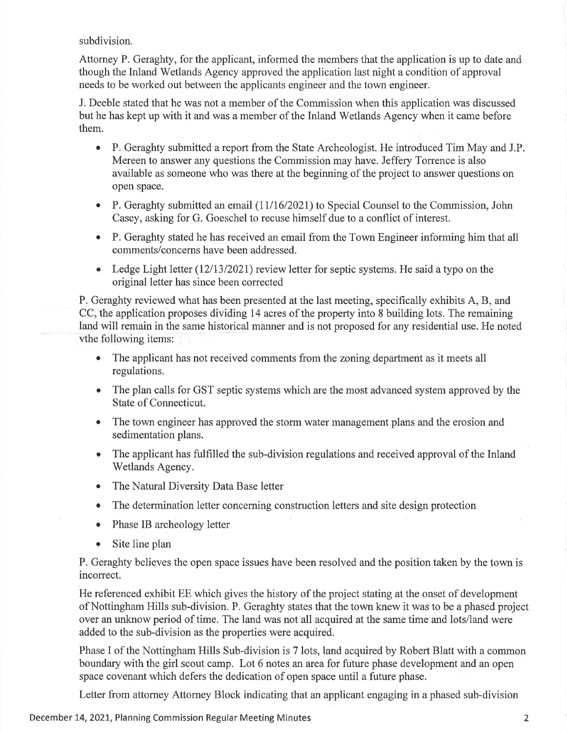subdivision.

Attorney P. Geraghty, for the applicant, informed the members that the application is up to date and though the Inland Wetlands Agency approved the application last night a condition of approval needs to be worked out between the applicants engineer and the town engineer.

J. Deeble stated that he was not a member of the Commission when this application was discussed but he has kept up with it and was a member of the Inland Wetlands Agency when it came before them.

- P. Geraghty submitted a report from the State Archeologist. He introduced Tim May and J.P. Mereen to answer any questions the Commission may have. Jeffery Torrence is also available as someone who was there at the beginning of the project to answer questions on open space.
- P. Geraghty submitted an email (11/16/2021) to Special Counsel to the Commission, John Casey, asking for G. Goeschel to recuse himself due to a conflict of interest.
- P. Geraghty stated he has received an email from the Town Engineer informing him that all comments/concerns have been addressed.
- Ledge Light letter (12/13/2021) review letter for septic systems. He said a typo on the original letter has since been corrected

P. Geraghty reviewed what has been presented at the last meeting, specifically exhibits A, B, and CC, the application proposes dividing 14 acres of the property into 8 building lots. The remaining land will remain in the same historical manner and is not proposed for any residential use. He noted vthe following items:

- The applicant has not received comments from the zoning department as it meets all regulations.
- The plan calls for GST septic systems which are the most advanced system approved by the State of Connecticut.
- The town engineer has approved the storm water management plans and the erosion and sedimentation plans.
- The applicant has fulfilled the sub-division regulations and received approval of the Inland Wetlands Agency.
- The Natural Diversity Data Base letter
- The determination letter concerning construction letters and site design protection
- Phase IB archeology letter
- Site line plan

P. Geraghty believes the open space issues have been resolved and the position taken by the town is incorrect.

He referenced exhibit EE which gives the history of the project stating at the onset of development of Nottingham Hills sub-division. P. Geraghty states that the town knew it was to be a phased project over an unknow period of time. The land was not all acquired at the same time and lots/land were added to the sub-division as the properties were acquired.

Phase I of the Nottingham Hills Sub-division is 7 lots, land acquired by Robert Blatt with a common boundary with the girl scout camp. Lot 6 notes an area for future phase development and an open space covenant which defers the dedication of open space until a future phase.

Letter from attorney Attorney Block indicating that an applicant engaging in a phased sub-division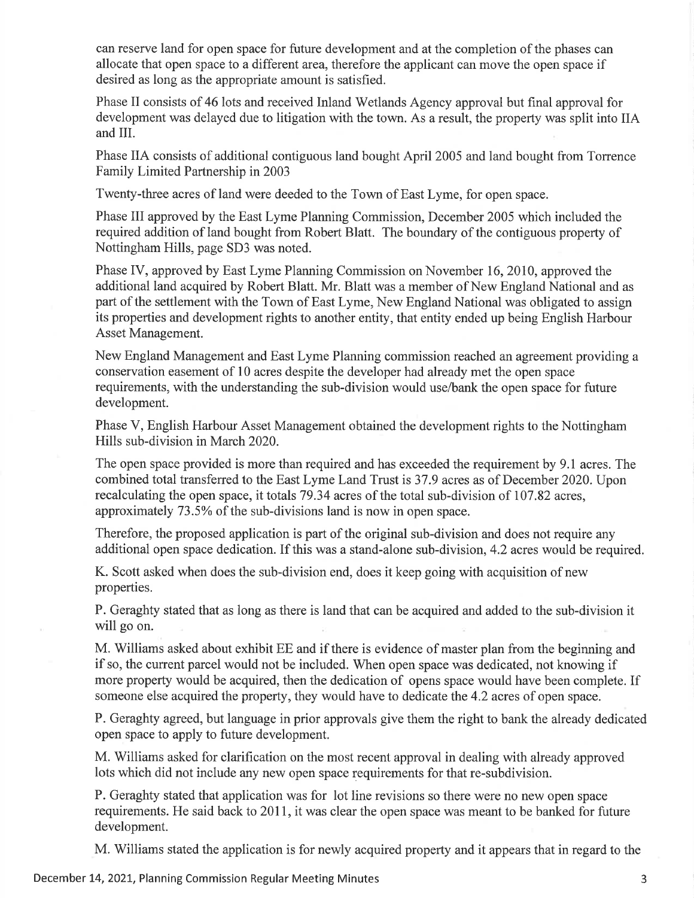can reserve land for open space for future development and at the completion of the phases can allocate that open space to a different area, therefore the applicant can move the open space if desired as long as the appropriate amount is satisfied.

Phase II consists of 46 lots and received Inland Wetlands Agency approval but final approval for development was delayed due to litigation with the town. As a result, the property was split into IIA and III.

Phase IIA consists of additional contiguous land bought April 2005 and land bought from Torrence Family Limited Partnership in 2003

Twenty-three acres of land were deeded to the Town of East Lyme, for open space.

Phase III approved by the East Lyme Planning Commission, December 2005 which included the required addition of land bought from Robert Blatt. The boundary of the contiguous property of Nottingham Hills, page SD3 was noted.

Phase IV, approved by East Lyme Planning Commission on November 16, 2010, approved the additional land acquired by Robert Blatt. Mr. Blatt was a member of New England National and as part of the settlement with the Town of East Lyme, New England National was obligated to assign its properties and development rights to another entity, that entity ended up being English Harbour Asset Management.

New England Management and East Lyme Planning commission reached an agreement providing a conservation easement of 10 acres despite the developer had already met the open space requirements, with the understanding the sub-division would use/bank the open space for future development.

Phase V, English Harbour Asset Management obtained the development rights to the Nottingham Hills sub-division in March 2020.

The open space provided is more than required and has exceeded the requirement by 9.1 acres. The combined total transferred to the East Lyme Land Trust is 37.9 acres as of December 2020. Upon recalculating the open space, it totals 79.34 acres of the total sub-division of 107.82 acres, approximately 73.5% of the sub-divisions land is now in open space.

Therefore, the proposed application is part of the original sub-division and does not require any additional open space dedication. If this was a stand-alone sub-division, 4.2 acres would be required.

K. Scott asked when does the sub-division end, does it keep going with acquisition of new properties.

P. Geraghty stated that as long as there is land that can be acquired and added to the sub-division it will go on.

M. Williams asked about exhibit EE and if there is evidence of master plan from the beginning and if so, the current parcel would not be included. When open space was dedicated, not knowing if more property would be acquired, then the dedication of opens space would have been complete. If someone else acquired the property, they would have to dedicate the 4.2 acres of open space.

P. Geraghty agreed, but language in prior approvals give them the right to bank the already dedicated open space to apply to future development.

M. Williams asked for clarification on the most recent approval in dealing with already approved lots which did not include any new open space requirements for that re-subdivision.

P. Geraghty stated that application was for lot line revisions so there were no new open space requirements. He said back to 2011, it was clear the open space was meant to be banked for future development.

M. Williams stated the application is for newly acquired property and it appears that in regard to the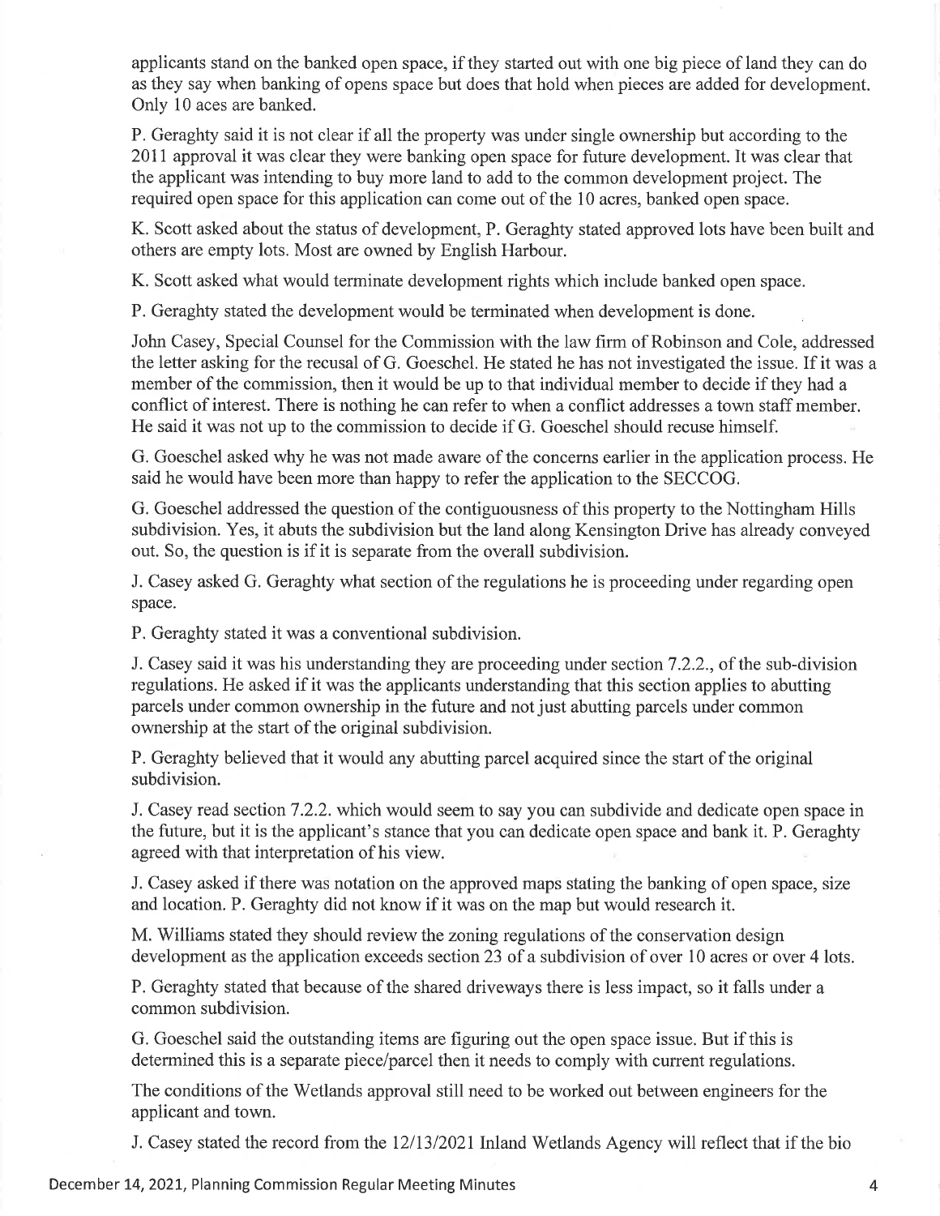applicants stand on the banked open space, if they started out with one big piece of land they can do as they say when banking of opens space but does that hold when pieces are added for development. Only 10 aces are banked.

P. Geraghty said it is not clear if all the property was under single ownership but according to the 2011 approval it was clear they were banking open space for future development. It was clear that the applicant was intending to buy more land to add to the common development project. The required open space for this application can come out of the 10 acres, banked open space.

K. Scott asked about the status of development, P. Geraghty stated approved lots have been built and others are empty lots. Most are owned by English Harbour.

K. Scott asked what would terminate development rights which include banked open space.

P. Geraghty stated the development would be terminated when development is done.

John Casey, Special Counsel for the Commission with the law firm of Robinson and Cole, addressed the letter asking for the recusal of G. Goeschel. He stated he has not investigated the issue. If it was a member of the commission, then it would be up to that individual member to decide if they had a conflict of interest. There is nothing he can refer to when a conflict addresses a town staff member. He said it was not up to the commission to decide if G. Goeschel should recuse himself.

G. Goeschel asked why he was not made aware of the concerns earlier in the application process. He said he would have been more than happy to refer the application to the SECCOG.

G. Goeschel addressed the question of the contiguousness of this property to the Nottingham Hills subdivision. Yes, it abuts the subdivision but the land along Kensington Drive has already conveyed out. So, the question is if it is separate from the overall subdivision.

J. Casey asked G. Geraghty what section of the regulations he is proceeding under regarding open space.

P. Geraghty stated it was a conventional subdivision.

J. Casey said it was his understanding they are proceeding under section 7.2.2., of the sub-division regulations. He asked if it was the applicants understanding that this section applies to abutting parcels under common ownership in the future and not just abutting parcels under common ownership at the start of the original subdivision.

P. Geraghty believed that it would any abutting parcel acquired since the start of the original subdivision.

J. Casey read section 7.2.2. which would seem to say you can subdivide and dedicate open space in the future, but it is the applicant's stance that you can dedicate open space and bank it. P. Geraghty agreed with that interpretation of his view.

J. Casey asked if there was notation on the approved maps stating the banking of open space, size and location. P. Geraghty did not know if it was on the map but would research it.

M. Williams stated they should review the zoning regulations of the conservation design development as the application exceeds section 23 of a subdivision of over 10 acres or over 4 lots.

P. Geraghty stated that because of the shared driveways there is less impact, so it falls under a common subdivision.

G. Goeschel said the outstanding items are figuring out the open space issue. But if this is determined this is a separate piece/parcel then it needs to comply with current regulations.

The conditions of the Wetlands approval still need to be worked out between engineers for the applicant and town.

J. Casey stated the record from the 12/13/2021 Inland Wetlands Agency will reflect that if the bio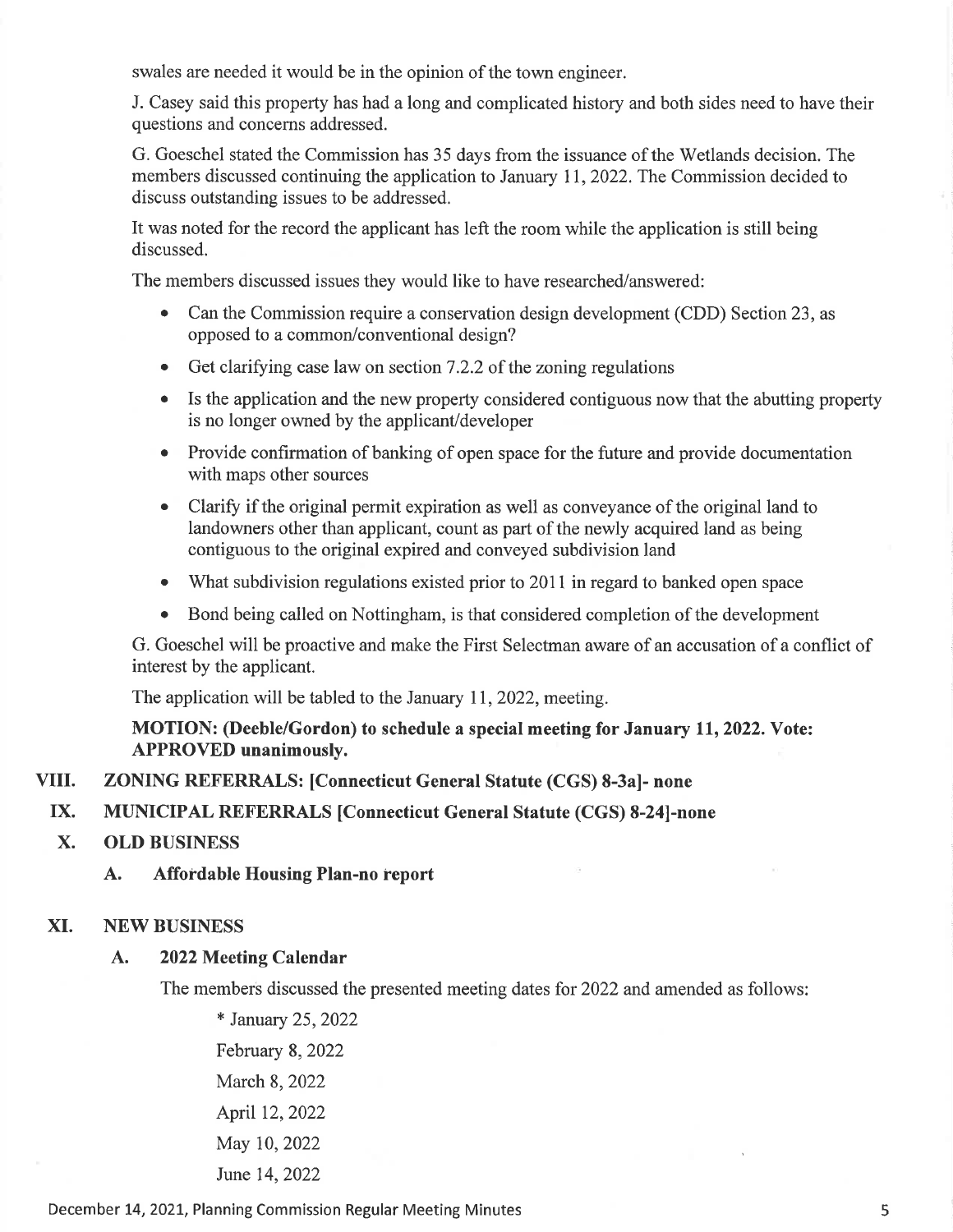swales are needed it would be in the opinion of the town engineer.

J. Casey said this property has had a long and complicated history and both sides need to have their questions and concerns addressed.

G. Goeschel stated the Commission has 35 days from the issuance of the Wetlands decision. The members discussed continuing the application to January 11, 2022. The Commission decided to discuss outstanding issues to be addressed.

It was noted for the record the applicant has left the room while the application is still being discussed.

The members discussed issues they would like to have researched/answered:

- Can the Commission require a conservation design development (CDD) Section 23, as opposed to a common/conventional design?
- Get clarifying case law on section 7.2.2 of the zoning regulations
- Is the application and the new property considered contiguous now that the abutting property is no longer owned by the applicant/developer
- Provide confirmation of banking of open space for the future and provide documentation with maps other sources
- Clarify if the original permit expiration as well as conveyance of the original land to landowners other than applicant, count as part of the newly acquired land as being contiguous to the original expired and conveyed subdivision land
- What subdivision regulations existed prior to 2011 in regard to banked open space
- Bond being called on Nottingham, is that considered completion of the development

G. Goeschel will be proactive and make the First Selectman aware of an accusation of a conflict of interest by the applicant.

The application will be tabled to the January 11, 2022, meeting.

**MOTION: (Deeble/Gordon) to schedule a special meeting for January 11, 2022. Vote: APPROVED unanimously.**

## VIII. ZONING REFERRALS: [Connecticut General Statute (CGS) 8-3a]- none

## IX. MUNICIPAL REFERRALS [Connecticut General Statute (CGS) 8-24]-none

## X. OLD BUSINESS

### A. Affordable Housing Plan-no report

## XI. NEW BUSINESS

### A. 2022 Meeting Calendar

The members discussed the presented meeting dates for 2022 and amended as follows:

* January 25, 2022
February 8, 2022
March 8, 2022
April 12, 2022
May 10, 2022
June 14, 2022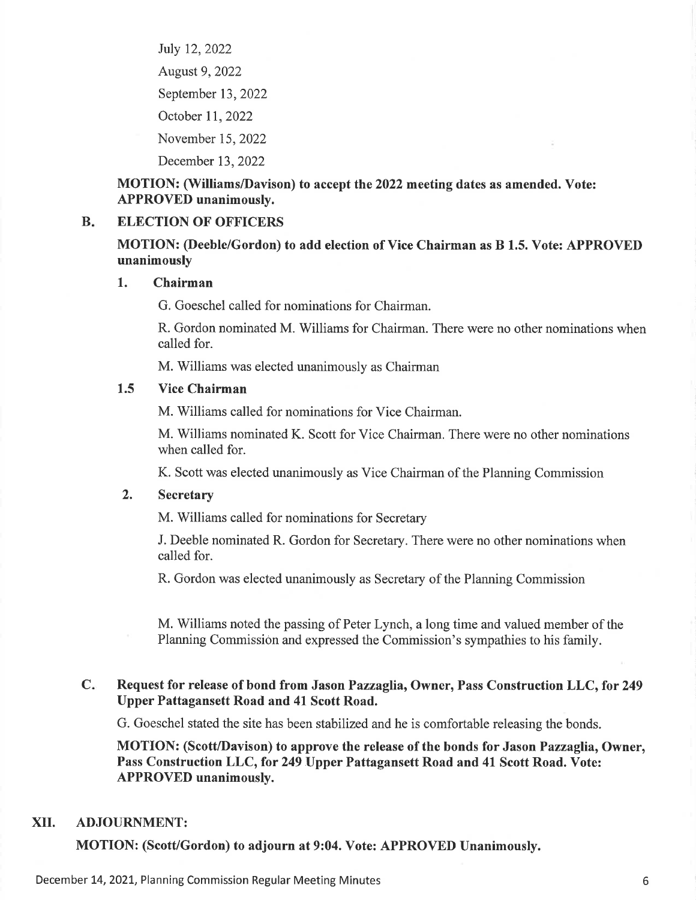July 12, 2022

August 9, 2022

September 13, 2022

October 11, 2022

November 15, 2022

December 13, 2022

**MOTION: (Williams/Davison) to accept the 2022 meeting dates as amended. Vote: APPROVED unanimously.**

### B. ELECTION OF OFFICERS

**MOTION: (Deeble/Gordon) to add election of Vice Chairman as B 1.5. Vote: APPROVED unanimously**

#### 1. Chairman

G. Goeschel called for nominations for Chairman.

R. Gordon nominated M. Williams for Chairman. There were no other nominations when called for.

M. Williams was elected unanimously as Chairman

#### 1.5 Vice Chairman

M. Williams called for nominations for Vice Chairman.

M. Williams nominated K. Scott for Vice Chairman. There were no other nominations when called for.

K. Scott was elected unanimously as Vice Chairman of the Planning Commission

#### 2. Secretary

M. Williams called for nominations for Secretary

J. Deeble nominated R. Gordon for Secretary. There were no other nominations when called for.

R. Gordon was elected unanimously as Secretary of the Planning Commission

M. Williams noted the passing of Peter Lynch, a long time and valued member of the Planning Commission and expressed the Commission's sympathies to his family.

### C. Request for release of bond from Jason Pazzaglia, Owner, Pass Construction LLC, for 249 Upper Pattagansett Road and 41 Scott Road.

G. Goeschel stated the site has been stabilized and he is comfortable releasing the bonds.

**MOTION: (Scott/Davison) to approve the release of the bonds for Jason Pazzaglia, Owner, Pass Construction LLC, for 249 Upper Pattagansett Road and 41 Scott Road. Vote: APPROVED unanimously.**

## XII. ADJOURNMENT:

**MOTION: (Scott/Gordon) to adjourn at 9:04. Vote: APPROVED Unanimously.**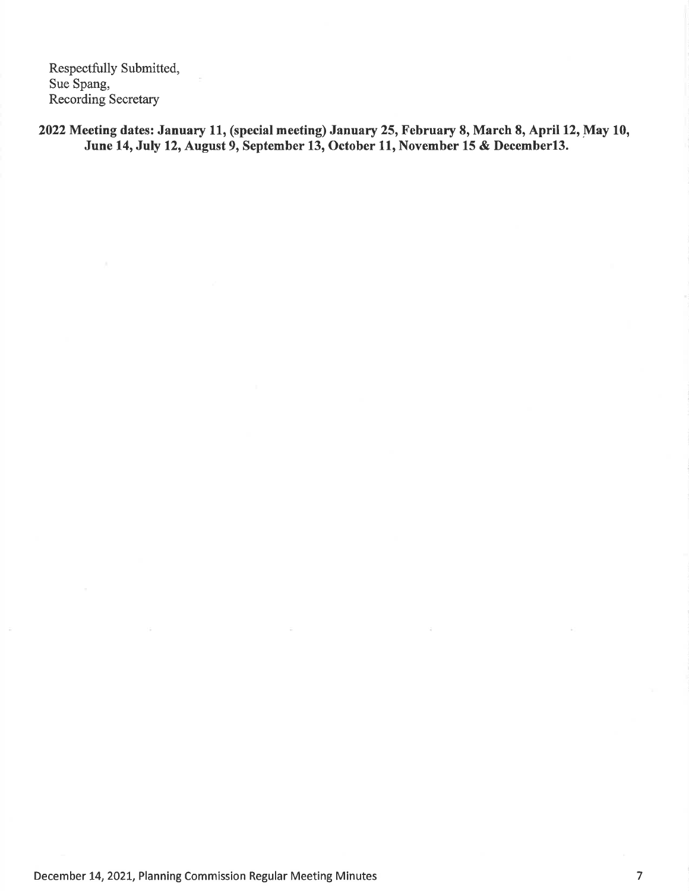Respectfully Submitted,
Sue Spang,
Recording Secretary

**2022 Meeting dates: January 11, (special meeting) January 25, February 8, March 8, April 12, May 10, June 14, July 12, August 9, September 13, October 11, November 15 & December13.**